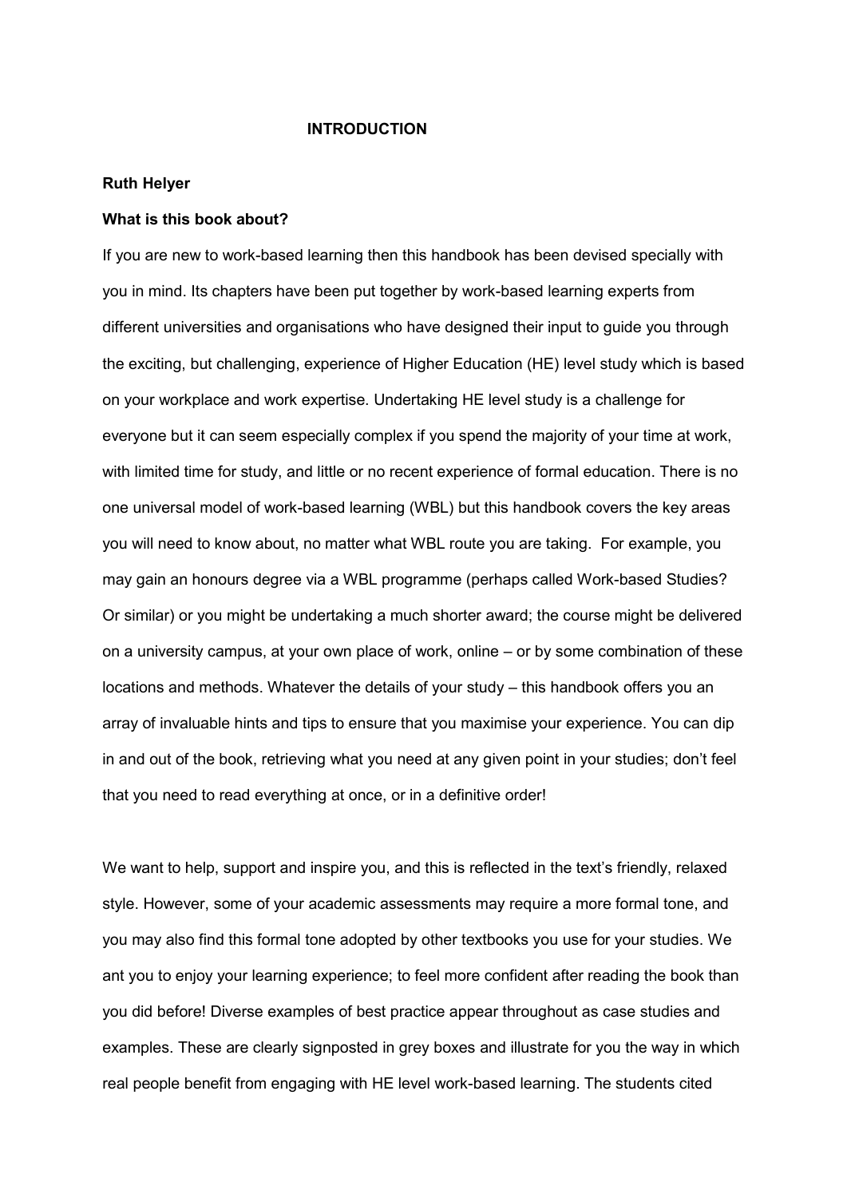# INTRODUCTION

**Ruth Helyer**

**What is this book about?**

If you are new to work-based learning then this handbook has been devised specially with you in mind. Its chapters have been put together by work-based learning experts from different universities and organisations who have designed their input to guide you through the exciting, but challenging, experience of Higher Education (HE) level study which is based on your workplace and work expertise. Undertaking HE level study is a challenge for everyone but it can seem especially complex if you spend the majority of your time at work, with limited time for study, and little or no recent experience of formal education. There is no one universal model of work-based learning (WBL) but this handbook covers the key areas you will need to know about, no matter what WBL route you are taking. For example, you may gain an honours degree via a WBL programme (perhaps called Work-based Studies? Or similar) or you might be undertaking a much shorter award; the course might be delivered on a university campus, at your own place of work, online – or by some combination of these locations and methods. Whatever the details of your study – this handbook offers you an array of invaluable hints and tips to ensure that you maximise your experience. You can dip in and out of the book, retrieving what you need at any given point in your studies; don't feel that you need to read everything at once, or in a definitive order!

We want to help, support and inspire you, and this is reflected in the text's friendly, relaxed style. However, some of your academic assessments may require a more formal tone, and you may also find this formal tone adopted by other textbooks you use for your studies. We ant you to enjoy your learning experience; to feel more confident after reading the book than you did before! Diverse examples of best practice appear throughout as case studies and examples. These are clearly signposted in grey boxes and illustrate for you the way in which real people benefit from engaging with HE level work-based learning. The students cited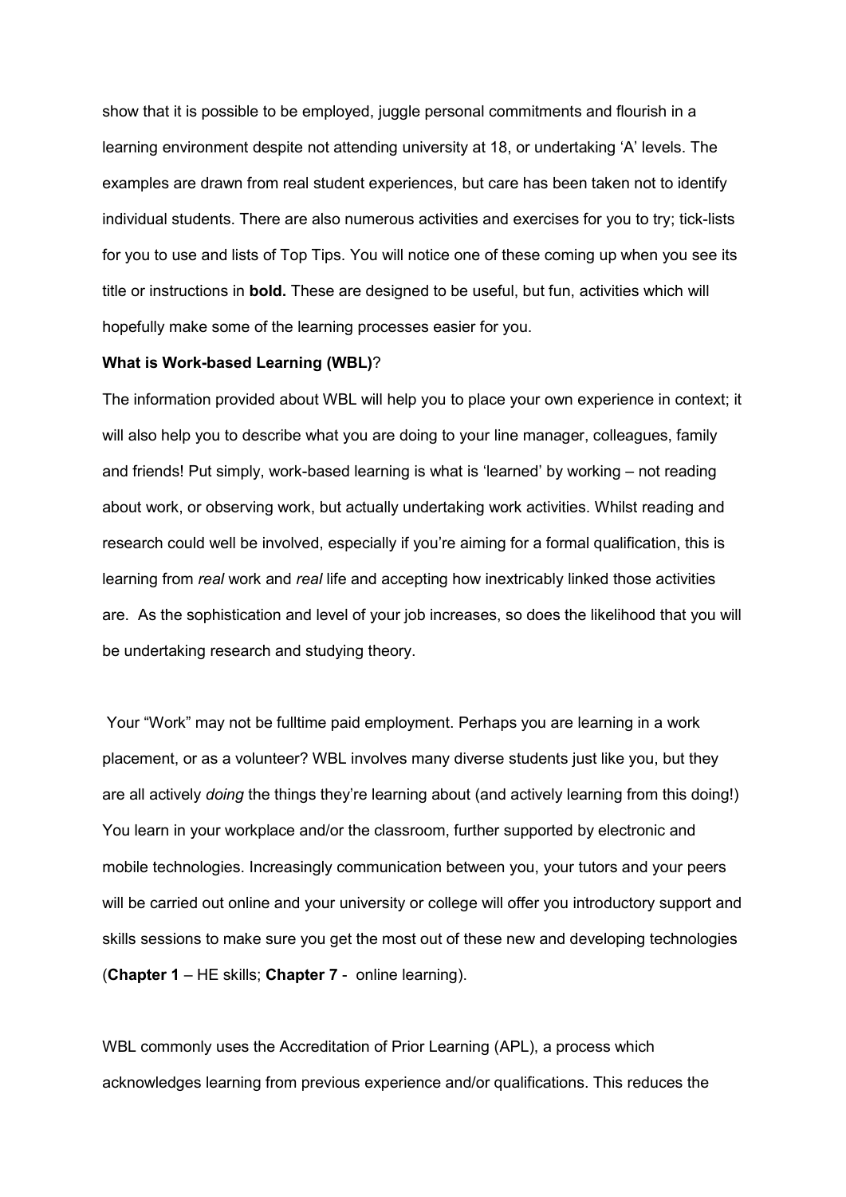show that it is possible to be employed, juggle personal commitments and flourish in a learning environment despite not attending university at 18, or undertaking 'A' levels. The examples are drawn from real student experiences, but care has been taken not to identify individual students. There are also numerous activities and exercises for you to try; tick-lists for you to use and lists of Top Tips. You will notice one of these coming up when you see its title or instructions in **bold.** These are designed to be useful, but fun, activities which will hopefully make some of the learning processes easier for you.

**What is Work-based Learning (WBL)**?

The information provided about WBL will help you to place your own experience in context; it will also help you to describe what you are doing to your line manager, colleagues, family and friends! Put simply, work-based learning is what is 'learned' by working – not reading about work, or observing work, but actually undertaking work activities. Whilst reading and research could well be involved, especially if you're aiming for a formal qualification, this is learning from *real* work and *real* life and accepting how inextricably linked those activities are. As the sophistication and level of your job increases, so does the likelihood that you will be undertaking research and studying theory.

Your "Work" may not be fulltime paid employment. Perhaps you are learning in a work placement, or as a volunteer? WBL involves many diverse students just like you, but they are all actively *doing* the things they're learning about (and actively learning from this doing!) You learn in your workplace and/or the classroom, further supported by electronic and mobile technologies. Increasingly communication between you, your tutors and your peers will be carried out online and your university or college will offer you introductory support and skills sessions to make sure you get the most out of these new and developing technologies (**Chapter 1** – HE skills; **Chapter 7** - online learning).

WBL commonly uses the Accreditation of Prior Learning (APL), a process which acknowledges learning from previous experience and/or qualifications. This reduces the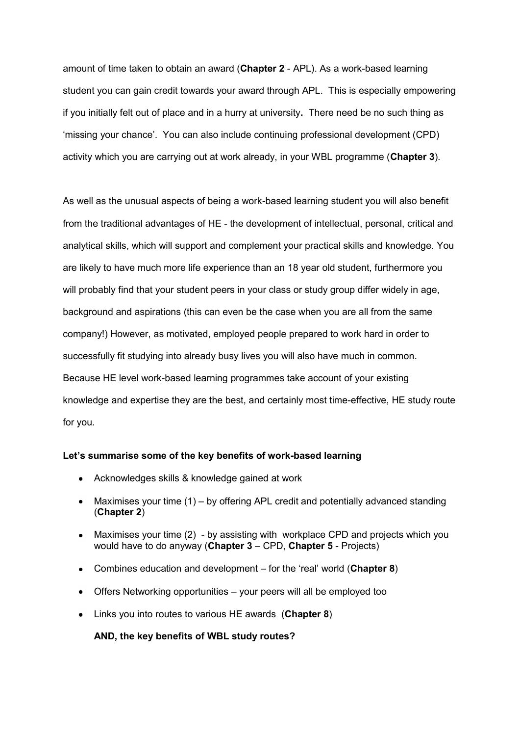amount of time taken to obtain an award (**Chapter 2** - APL). As a work-based learning student you can gain credit towards your award through APL. This is especially empowering if you initially felt out of place and in a hurry at university**.** There need be no such thing as 'missing your chance'. You can also include continuing professional development (CPD) activity which you are carrying out at work already, in your WBL programme (**Chapter 3**).

As well as the unusual aspects of being a work-based learning student you will also benefit from the traditional advantages of HE - the development of intellectual, personal, critical and analytical skills, which will support and complement your practical skills and knowledge. You are likely to have much more life experience than an 18 year old student, furthermore you will probably find that your student peers in your class or study group differ widely in age, background and aspirations (this can even be the case when you are all from the same company!) However, as motivated, employed people prepared to work hard in order to successfully fit studying into already busy lives you will also have much in common. Because HE level work-based learning programmes take account of your existing knowledge and expertise they are the best, and certainly most time-effective, HE study route for you.

**Let's summarise some of the key benefits of work-based learning**

- Acknowledges skills & knowledge gained at work
- Maximises your time (1) – by offering APL credit and potentially advanced standing (**Chapter 2**)
- Maximises your time (2) - by assisting with workplace CPD and projects which you would have to do anyway (**Chapter 3** – CPD, **Chapter 5** - Projects)
- Combines education and development – for the 'real' world (**Chapter 8**)
- Offers Networking opportunities – your peers will all be employed too
- Links you into routes to various HE awards (**Chapter 8**)

**AND, the key benefits of WBL study routes?**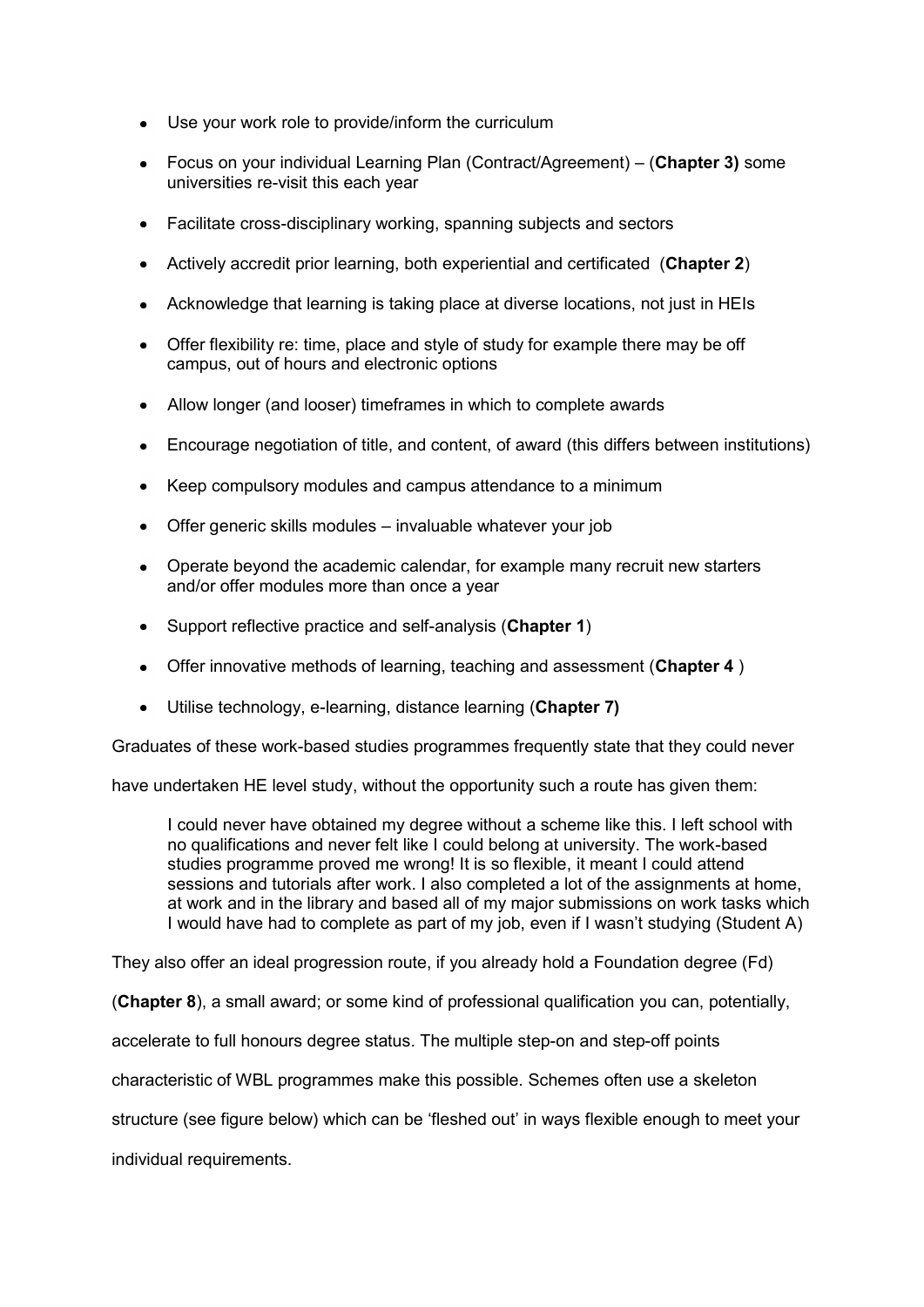- Use your work role to provide/inform the curriculum
- Focus on your individual Learning Plan (Contract/Agreement) – (**Chapter 3)** some universities re-visit this each year
- Facilitate cross-disciplinary working, spanning subjects and sectors
- Actively accredit prior learning, both experiential and certificated (**Chapter 2**)
- Acknowledge that learning is taking place at diverse locations, not just in HEIs
- Offer flexibility re: time, place and style of study for example there may be off campus, out of hours and electronic options
- Allow longer (and looser) timeframes in which to complete awards
- Encourage negotiation of title, and content, of award (this differs between institutions)
- Keep compulsory modules and campus attendance to a minimum
- Offer generic skills modules – invaluable whatever your job
- Operate beyond the academic calendar, for example many recruit new starters and/or offer modules more than once a year
- Support reflective practice and self-analysis (**Chapter 1**)
- Offer innovative methods of learning, teaching and assessment (**Chapter 4** )
- Utilise technology, e-learning, distance learning (**Chapter 7)**

Graduates of these work-based studies programmes frequently state that they could never have undertaken HE level study, without the opportunity such a route has given them:

> I could never have obtained my degree without a scheme like this. I left school with no qualifications and never felt like I could belong at university. The work-based studies programme proved me wrong! It is so flexible, it meant I could attend sessions and tutorials after work. I also completed a lot of the assignments at home, at work and in the library and based all of my major submissions on work tasks which I would have had to complete as part of my job, even if I wasn't studying (Student A)

They also offer an ideal progression route, if you already hold a Foundation degree (Fd) (**Chapter 8**), a small award; or some kind of professional qualification you can, potentially, accelerate to full honours degree status. The multiple step-on and step-off points characteristic of WBL programmes make this possible. Schemes often use a skeleton structure (see figure below) which can be 'fleshed out' in ways flexible enough to meet your individual requirements.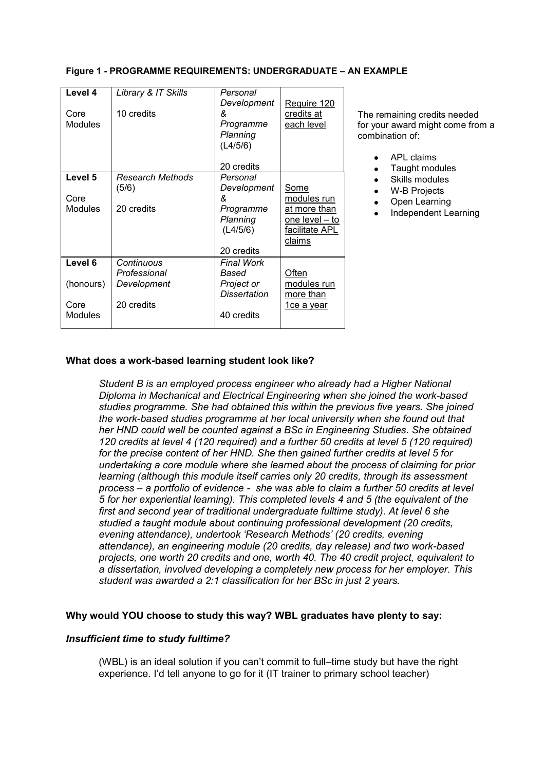**Figure 1 - PROGRAMME REQUIREMENTS: UNDERGRADUATE – AN EXAMPLE**

| | | | |
|---|---|---|---|
| **Level 4**<br><br>Core Modules | *Library & IT Skills*<br><br>10 credits | *Personal Development & Programme Planning (L4/5/6)*<br><br>20 credits | Require 120 credits at each level |
| **Level 5**<br><br>Core Modules | *Research Methods (5/6)*<br><br>20 credits | *Personal Development & Programme Planning (L4/5/6)*<br><br>20 credits | Some modules run at more than one level – to facilitate APL claims |
| **Level 6**<br><br>(honours)<br><br>Core Modules | *Continuous Professional Development*<br><br>20 credits | *Final Work Based Project or Dissertation*<br><br>40 credits | Often modules run more than 1ce a year |

The remaining credits needed for your award might come from a combination of:

- APL claims
- Taught modules
- Skills modules
- W-B Projects
- Open Learning
- Independent Learning

**What does a work-based learning student look like?**

> *Student B is an employed process engineer who already had a Higher National Diploma in Mechanical and Electrical Engineering when she joined the work-based studies programme. She had obtained this within the previous five years. She joined the work-based studies programme at her local university when she found out that her HND could well be counted against a BSc in Engineering Studies. She obtained 120 credits at level 4 (120 required) and a further 50 credits at level 5 (120 required) for the precise content of her HND. She then gained further credits at level 5 for undertaking a core module where she learned about the process of claiming for prior learning (although this module itself carries only 20 credits, through its assessment process – a portfolio of evidence - she was able to claim a further 50 credits at level 5 for her experiential learning). This completed levels 4 and 5 (the equivalent of the first and second year of traditional undergraduate fulltime study). At level 6 she studied a taught module about continuing professional development (20 credits, evening attendance), undertook 'Research Methods' (20 credits, evening attendance), an engineering module (20 credits, day release) and two work-based projects, one worth 20 credits and one, worth 40. The 40 credit project, equivalent to a dissertation, involved developing a completely new process for her employer. This student was awarded a 2:1 classification for her BSc in just 2 years.*

**Why would YOU choose to study this way? WBL graduates have plenty to say:**

***Insufficient time to study fulltime?***

> (WBL) is an ideal solution if you can't commit to full–time study but have the right experience. I'd tell anyone to go for it (IT trainer to primary school teacher)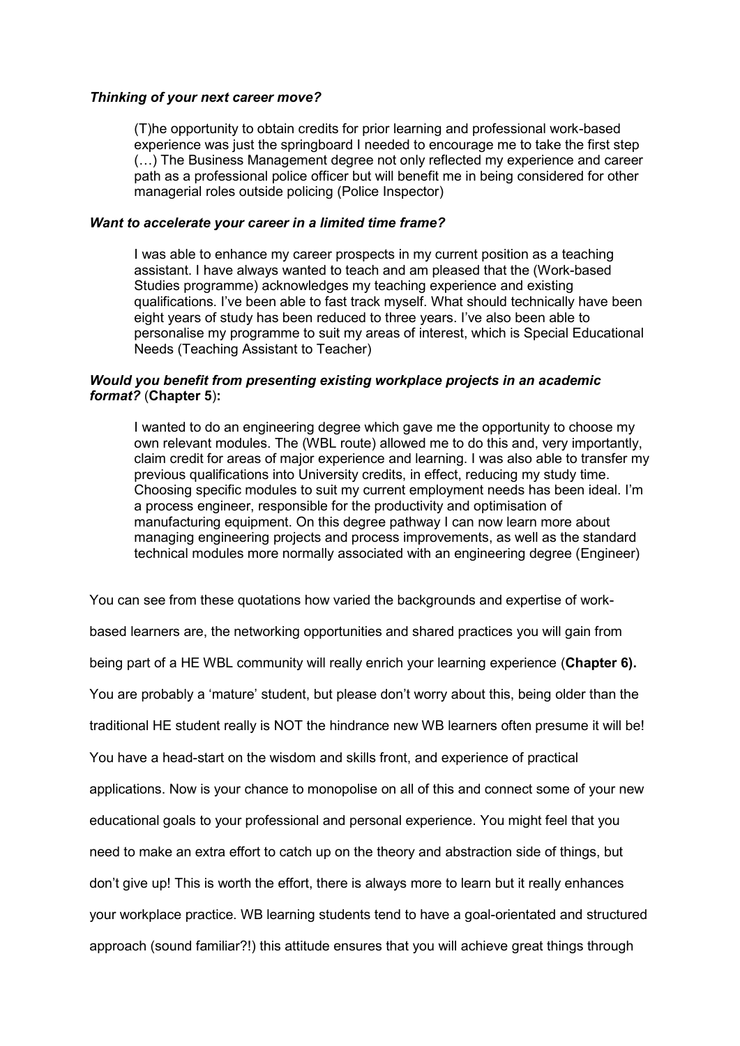***Thinking of your next career move?***

> (T)he opportunity to obtain credits for prior learning and professional work-based experience was just the springboard I needed to encourage me to take the first step (…) The Business Management degree not only reflected my experience and career path as a professional police officer but will benefit me in being considered for other managerial roles outside policing (Police Inspector)

***Want to accelerate your career in a limited time frame?***

> I was able to enhance my career prospects in my current position as a teaching assistant. I have always wanted to teach and am pleased that the (Work-based Studies programme) acknowledges my teaching experience and existing qualifications. I've been able to fast track myself. What should technically have been eight years of study has been reduced to three years. I've also been able to personalise my programme to suit my areas of interest, which is Special Educational Needs (Teaching Assistant to Teacher)

***Would you benefit from presenting existing workplace projects in an academic format?*** (**Chapter 5**)**:**

> I wanted to do an engineering degree which gave me the opportunity to choose my own relevant modules. The (WBL route) allowed me to do this and, very importantly, claim credit for areas of major experience and learning. I was also able to transfer my previous qualifications into University credits, in effect, reducing my study time. Choosing specific modules to suit my current employment needs has been ideal. I'm a process engineer, responsible for the productivity and optimisation of manufacturing equipment. On this degree pathway I can now learn more about managing engineering projects and process improvements, as well as the standard technical modules more normally associated with an engineering degree (Engineer)

You can see from these quotations how varied the backgrounds and expertise of work-based learners are, the networking opportunities and shared practices you will gain from being part of a HE WBL community will really enrich your learning experience (**Chapter 6).** You are probably a 'mature' student, but please don't worry about this, being older than the traditional HE student really is NOT the hindrance new WB learners often presume it will be! You have a head-start on the wisdom and skills front, and experience of practical applications. Now is your chance to monopolise on all of this and connect some of your new educational goals to your professional and personal experience. You might feel that you need to make an extra effort to catch up on the theory and abstraction side of things, but don't give up! This is worth the effort, there is always more to learn but it really enhances your workplace practice. WB learning students tend to have a goal-orientated and structured approach (sound familiar?!) this attitude ensures that you will achieve great things through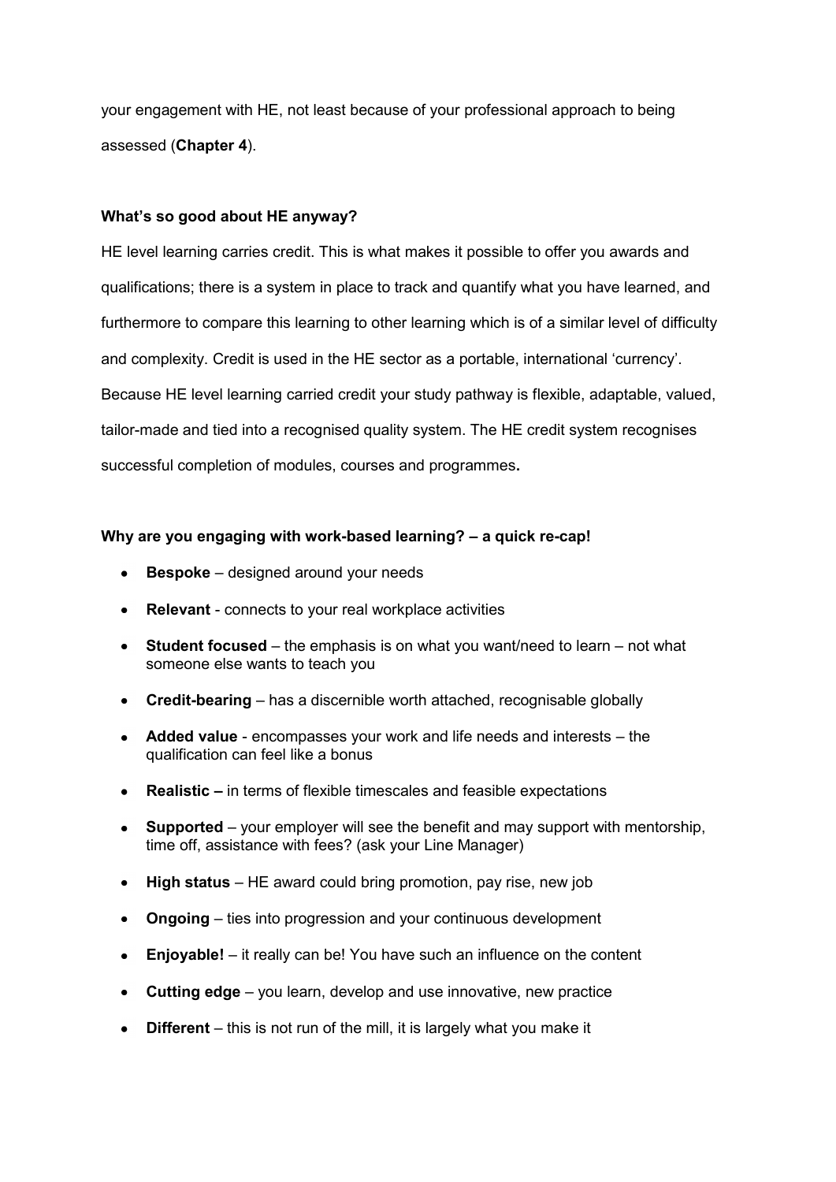your engagement with HE, not least because of your professional approach to being assessed (**Chapter 4**).

**What's so good about HE anyway?**

HE level learning carries credit. This is what makes it possible to offer you awards and qualifications; there is a system in place to track and quantify what you have learned, and furthermore to compare this learning to other learning which is of a similar level of difficulty and complexity. Credit is used in the HE sector as a portable, international 'currency'. Because HE level learning carried credit your study pathway is flexible, adaptable, valued, tailor-made and tied into a recognised quality system. The HE credit system recognises successful completion of modules, courses and programmes**.**

**Why are you engaging with work-based learning? – a quick re-cap!**

- **Bespoke** – designed around your needs
- **Relevant** - connects to your real workplace activities
- **Student focused** – the emphasis is on what you want/need to learn – not what someone else wants to teach you
- **Credit-bearing** – has a discernible worth attached, recognisable globally
- **Added value** - encompasses your work and life needs and interests – the qualification can feel like a bonus
- **Realistic –** in terms of flexible timescales and feasible expectations
- **Supported** – your employer will see the benefit and may support with mentorship, time off, assistance with fees? (ask your Line Manager)
- **High status** – HE award could bring promotion, pay rise, new job
- **Ongoing** – ties into progression and your continuous development
- **Enjoyable!** – it really can be! You have such an influence on the content
- **Cutting edge** – you learn, develop and use innovative, new practice
- **Different** – this is not run of the mill, it is largely what you make it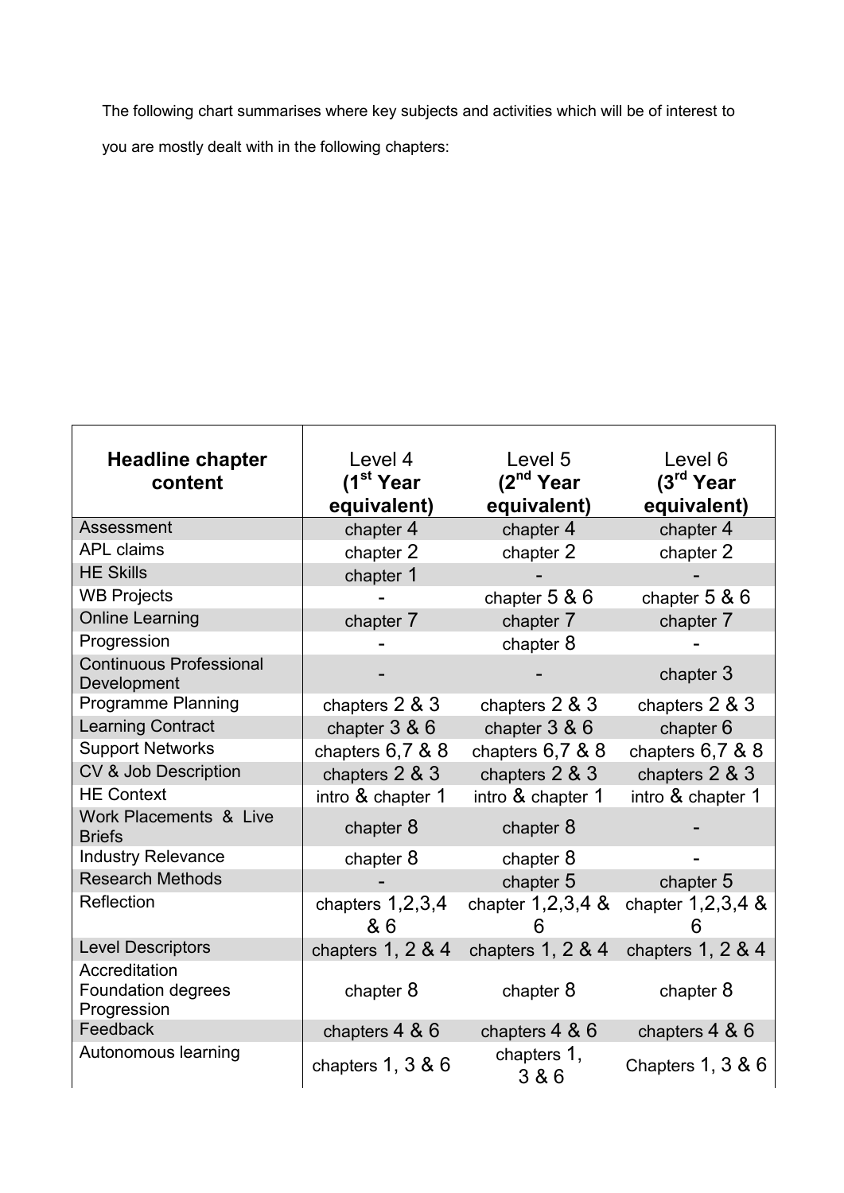The following chart summarises where key subjects and activities which will be of interest to you are mostly dealt with in the following chapters:

| Headline chapter content | Level 4 (1st Year equivalent) | Level 5 (2nd Year equivalent) | Level 6 (3rd Year equivalent) |
|---|---|---|---|
| Assessment | chapter 4 | chapter 4 | chapter 4 |
| APL claims | chapter 2 | chapter 2 | chapter 2 |
| HE Skills | chapter 1 | - | - |
| WB Projects | - | chapter 5 & 6 | chapter 5 & 6 |
| Online Learning | chapter 7 | chapter 7 | chapter 7 |
| Progression | - | chapter 8 | - |
| Continuous Professional Development | - | - | chapter 3 |
| Programme Planning | chapters 2 & 3 | chapters 2 & 3 | chapters 2 & 3 |
| Learning Contract | chapter 3 & 6 | chapter 3 & 6 | chapter 6 |
| Support Networks | chapters 6,7 & 8 | chapters 6,7 & 8 | chapters 6,7 & 8 |
| CV & Job Description | chapters 2 & 3 | chapters 2 & 3 | chapters 2 & 3 |
| HE Context | intro & chapter 1 | intro & chapter 1 | intro & chapter 1 |
| Work Placements & Live Briefs | chapter 8 | chapter 8 | - |
| Industry Relevance | chapter 8 | chapter 8 | - |
| Research Methods | - | chapter 5 | chapter 5 |
| Reflection | chapters 1,2,3,4 & 6 | chapter 1,2,3,4 & 6 | chapter 1,2,3,4 & 6 |
| Level Descriptors | chapters 1, 2 & 4 | chapters 1, 2 & 4 | chapters 1, 2 & 4 |
| Accreditation Foundation degrees Progression | chapter 8 | chapter 8 | chapter 8 |
| Feedback | chapters 4 & 6 | chapters 4 & 6 | chapters 4 & 6 |
| Autonomous learning | chapters 1, 3 & 6 | chapters 1, 3 & 6 | Chapters 1, 3 & 6 |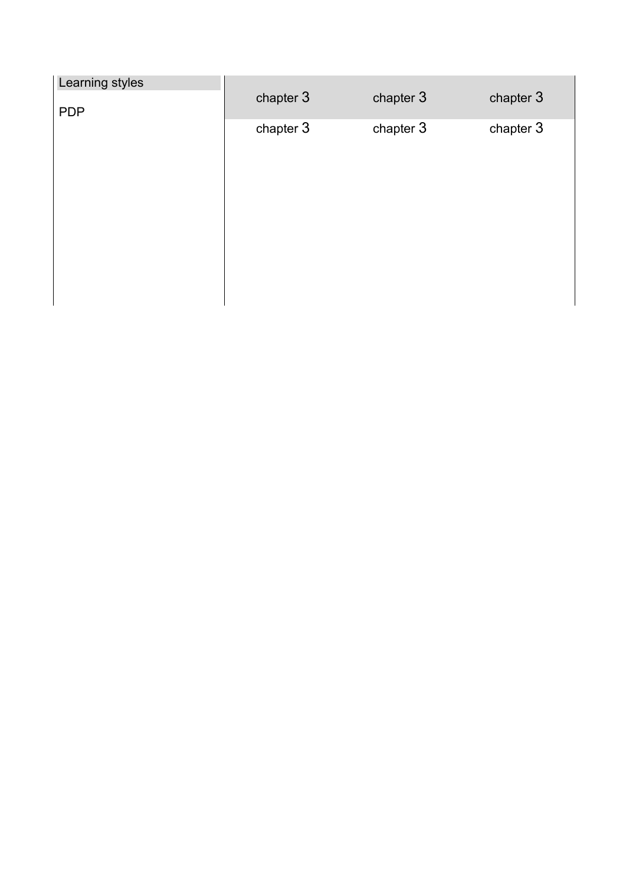| | | | |
|---|---|---|---|
| Learning styles | chapter 3 | chapter 3 | chapter 3 |
| PDP | chapter 3 | chapter 3 | chapter 3 |